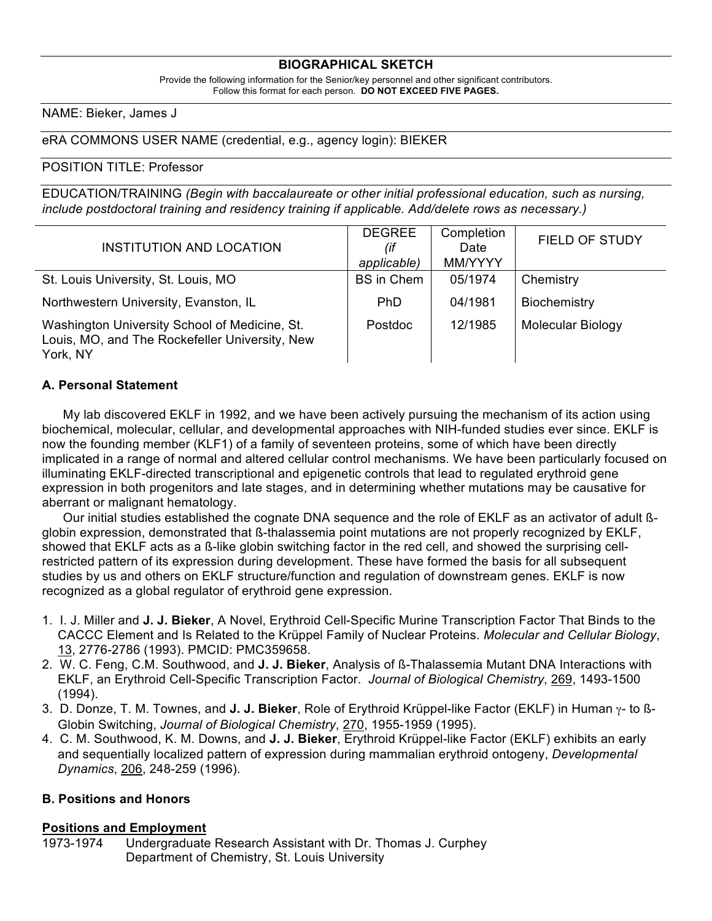## BIOGRAPHICAL SKETCH

Provide the following information for the Senior/key personnel and other significant contributors.
Follow this format for each person. **DO NOT EXCEED FIVE PAGES.**

NAME: Bieker, James J

eRA COMMONS USER NAME (credential, e.g., agency login): BIEKER

POSITION TITLE: Professor

EDUCATION/TRAINING *(Begin with baccalaureate or other initial professional education, such as nursing, include postdoctoral training and residency training if applicable. Add/delete rows as necessary.)*

| INSTITUTION AND LOCATION | DEGREE *(if applicable)* | Completion Date MM/YYYY | FIELD OF STUDY |
|---|---|---|---|
| St. Louis University, St. Louis, MO | BS in Chem | 05/1974 | Chemistry |
| Northwestern University, Evanston, IL | PhD | 04/1981 | Biochemistry |
| Washington University School of Medicine, St. Louis, MO, and The Rockefeller University, New York, NY | Postdoc | 12/1985 | Molecular Biology |

### A. Personal Statement

My lab discovered EKLF in 1992, and we have been actively pursuing the mechanism of its action using biochemical, molecular, cellular, and developmental approaches with NIH-funded studies ever since. EKLF is now the founding member (KLF1) of a family of seventeen proteins, some of which have been directly implicated in a range of normal and altered cellular control mechanisms. We have been particularly focused on illuminating EKLF-directed transcriptional and epigenetic controls that lead to regulated erythroid gene expression in both progenitors and late stages, and in determining whether mutations may be causative for aberrant or malignant hematology.

Our initial studies established the cognate DNA sequence and the role of EKLF as an activator of adult ß-globin expression, demonstrated that ß-thalassemia point mutations are not properly recognized by EKLF, showed that EKLF acts as a ß-like globin switching factor in the red cell, and showed the surprising cell-restricted pattern of its expression during development. These have formed the basis for all subsequent studies by us and others on EKLF structure/function and regulation of downstream genes. EKLF is now recognized as a global regulator of erythroid gene expression.

1. I. J. Miller and **J. J. Bieker**, A Novel, Erythroid Cell-Specific Murine Transcription Factor That Binds to the CACCC Element and Is Related to the Krüppel Family of Nuclear Proteins. *Molecular and Cellular Biology*, 13, 2776-2786 (1993). PMCID: PMC359658.
2. W. C. Feng, C.M. Southwood, and **J. J. Bieker**, Analysis of ß-Thalassemia Mutant DNA Interactions with EKLF, an Erythroid Cell-Specific Transcription Factor. *Journal of Biological Chemistry*, 269, 1493-1500 (1994).
3. D. Donze, T. M. Townes, and **J. J. Bieker**, Role of Erythroid Krüppel-like Factor (EKLF) in Human γ- to ß-Globin Switching, *Journal of Biological Chemistry*, 270, 1955-1959 (1995).
4. C. M. Southwood, K. M. Downs, and **J. J. Bieker**, Erythroid Krüppel-like Factor (EKLF) exhibits an early and sequentially localized pattern of expression during mammalian erythroid ontogeny, *Developmental Dynamics*, 206, 248-259 (1996).

### B. Positions and Honors

**Positions and Employment**

1973-1974 Undergraduate Research Assistant with Dr. Thomas J. Curphey
Department of Chemistry, St. Louis University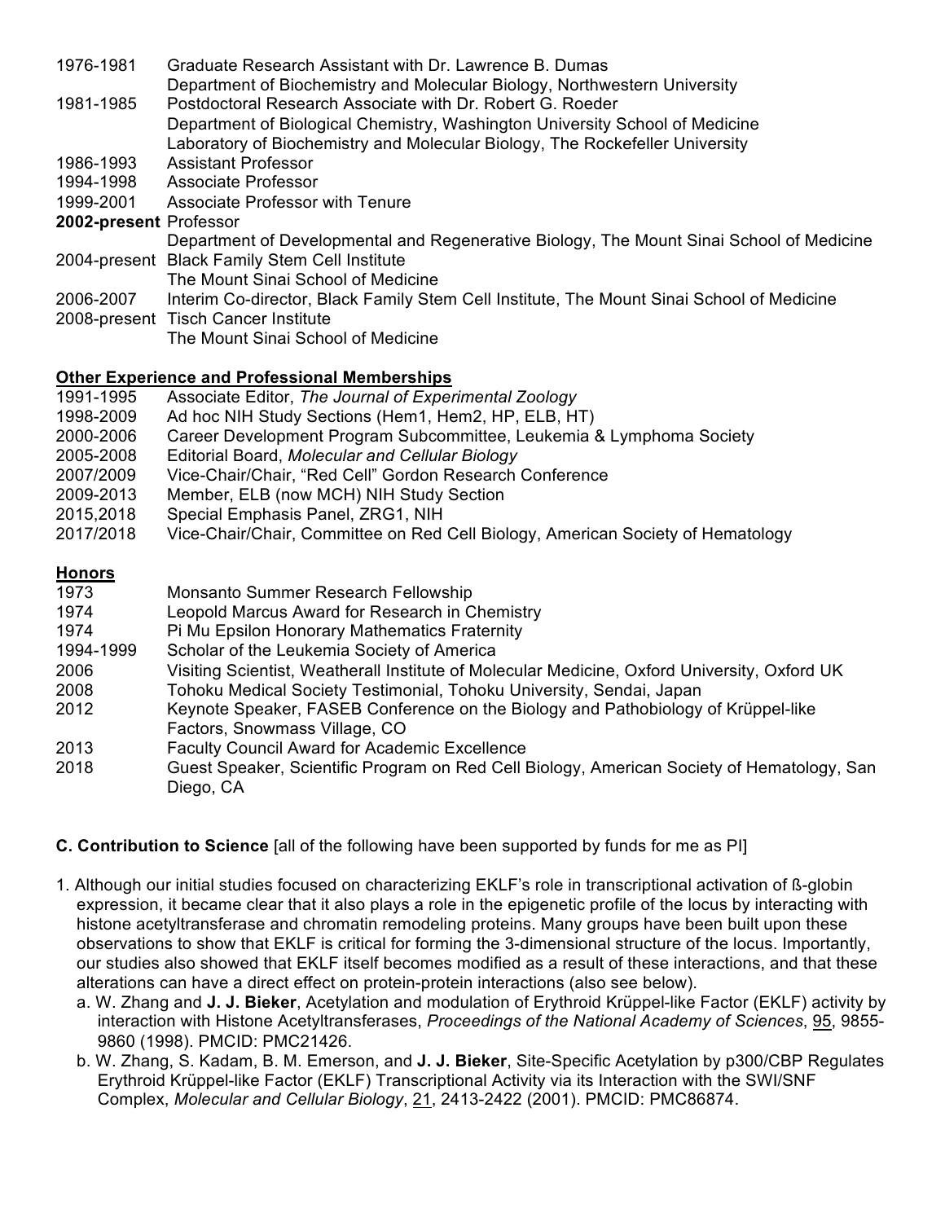1976-1981 Graduate Research Assistant with Dr. Lawrence B. Dumas
Department of Biochemistry and Molecular Biology, Northwestern University

1981-1985 Postdoctoral Research Associate with Dr. Robert G. Roeder
Department of Biological Chemistry, Washington University School of Medicine
Laboratory of Biochemistry and Molecular Biology, The Rockefeller University

1986-1993 Assistant Professor

1994-1998 Associate Professor

1999-2001 Associate Professor with Tenure

**2002-present** Professor
Department of Developmental and Regenerative Biology, The Mount Sinai School of Medicine

2004-present Black Family Stem Cell Institute
The Mount Sinai School of Medicine

2006-2007 Interim Co-director, Black Family Stem Cell Institute, The Mount Sinai School of Medicine

2008-present Tisch Cancer Institute
The Mount Sinai School of Medicine

**Other Experience and Professional Memberships**

1991-1995 Associate Editor, *The Journal of Experimental Zoology*

1998-2009 Ad hoc NIH Study Sections (Hem1, Hem2, HP, ELB, HT)

2000-2006 Career Development Program Subcommittee, Leukemia & Lymphoma Society

2005-2008 Editorial Board, *Molecular and Cellular Biology*

2007/2009 Vice-Chair/Chair, "Red Cell" Gordon Research Conference

2009-2013 Member, ELB (now MCH) NIH Study Section

2015,2018 Special Emphasis Panel, ZRG1, NIH

2017/2018 Vice-Chair/Chair, Committee on Red Cell Biology, American Society of Hematology

**Honors**

1973 Monsanto Summer Research Fellowship

1974 Leopold Marcus Award for Research in Chemistry

1974 Pi Mu Epsilon Honorary Mathematics Fraternity

1994-1999 Scholar of the Leukemia Society of America

2006 Visiting Scientist, Weatherall Institute of Molecular Medicine, Oxford University, Oxford UK

2008 Tohoku Medical Society Testimonial, Tohoku University, Sendai, Japan

2012 Keynote Speaker, FASEB Conference on the Biology and Pathobiology of Krüppel-like Factors, Snowmass Village, CO

2013 Faculty Council Award for Academic Excellence

2018 Guest Speaker, Scientific Program on Red Cell Biology, American Society of Hematology, San Diego, CA

**C. Contribution to Science** [all of the following have been supported by funds for me as PI]

1. Although our initial studies focused on characterizing EKLF's role in transcriptional activation of ß-globin expression, it became clear that it also plays a role in the epigenetic profile of the locus by interacting with histone acetyltransferase and chromatin remodeling proteins. Many groups have been built upon these observations to show that EKLF is critical for forming the 3-dimensional structure of the locus. Importantly, our studies also showed that EKLF itself becomes modified as a result of these interactions, and that these alterations can have a direct effect on protein-protein interactions (also see below).
   a. W. Zhang and **J. J. Bieker**, Acetylation and modulation of Erythroid Krüppel-like Factor (EKLF) activity by interaction with Histone Acetyltransferases, *Proceedings of the National Academy of Sciences*, 95, 9855-9860 (1998). PMCID: PMC21426.
   b. W. Zhang, S. Kadam, B. M. Emerson, and **J. J. Bieker**, Site-Specific Acetylation by p300/CBP Regulates Erythroid Krüppel-like Factor (EKLF) Transcriptional Activity via its Interaction with the SWI/SNF Complex, *Molecular and Cellular Biology*, 21, 2413-2422 (2001). PMCID: PMC86874.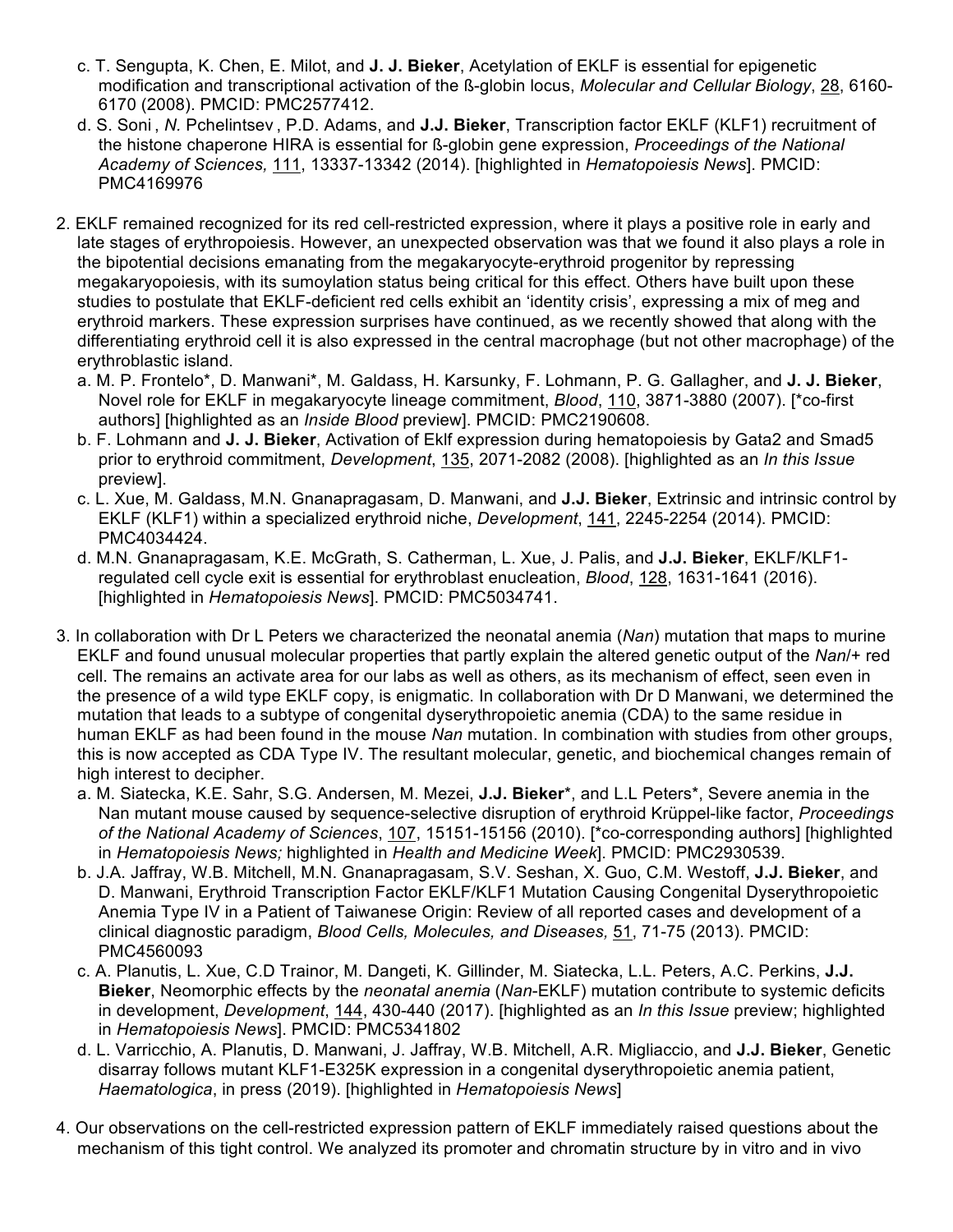c. T. Sengupta, K. Chen, E. Milot, and **J. J. Bieker**, Acetylation of EKLF is essential for epigenetic modification and transcriptional activation of the ß-globin locus, *Molecular and Cellular Biology*, 28, 6160-6170 (2008). PMCID: PMC2577412.

d. S. Soni , *N.* Pchelintsev , P.D. Adams, and **J.J. Bieker**, Transcription factor EKLF (KLF1) recruitment of the histone chaperone HIRA is essential for ß-globin gene expression, *Proceedings of the National Academy of Sciences,* 111, 13337-13342 (2014). [highlighted in *Hematopoiesis News*]. PMCID: PMC4169976

2. EKLF remained recognized for its red cell-restricted expression, where it plays a positive role in early and late stages of erythropoiesis. However, an unexpected observation was that we found it also plays a role in the bipotential decisions emanating from the megakaryocyte-erythroid progenitor by repressing megakaryopoiesis, with its sumoylation status being critical for this effect. Others have built upon these studies to postulate that EKLF-deficient red cells exhibit an 'identity crisis', expressing a mix of meg and erythroid markers. These expression surprises have continued, as we recently showed that along with the differentiating erythroid cell it is also expressed in the central macrophage (but not other macrophage) of the erythroblastic island.

   a. M. P. Frontelo*, D. Manwani*, M. Galdass, H. Karsunky, F. Lohmann, P. G. Gallagher, and **J. J. Bieker**, Novel role for EKLF in megakaryocyte lineage commitment, *Blood*, 110, 3871-3880 (2007). [*co-first authors] [highlighted as an *Inside Blood* preview]. PMCID: PMC2190608.
   
   b. F. Lohmann and **J. J. Bieker**, Activation of Eklf expression during hematopoiesis by Gata2 and Smad5 prior to erythroid commitment, *Development*, 135, 2071-2082 (2008). [highlighted as an *In this Issue* preview].
   
   c. L. Xue, M. Galdass, M.N. Gnanapragasam, D. Manwani, and **J.J. Bieker**, Extrinsic and intrinsic control by EKLF (KLF1) within a specialized erythroid niche, *Development*, 141, 2245-2254 (2014). PMCID: PMC4034424.
   
   d. M.N. Gnanapragasam, K.E. McGrath, S. Catherman, L. Xue, J. Palis, and **J.J. Bieker**, EKLF/KLF1-regulated cell cycle exit is essential for erythroblast enucleation, *Blood*, 128, 1631-1641 (2016). [highlighted in *Hematopoiesis News*]. PMCID: PMC5034741.

3. In collaboration with Dr L Peters we characterized the neonatal anemia (*Nan*) mutation that maps to murine EKLF and found unusual molecular properties that partly explain the altered genetic output of the *Nan*/+ red cell. The remains an activate area for our labs as well as others, as its mechanism of effect, seen even in the presence of a wild type EKLF copy, is enigmatic. In collaboration with Dr D Manwani, we determined the mutation that leads to a subtype of congenital dyserythropoietic anemia (CDA) to the same residue in human EKLF as had been found in the mouse *Nan* mutation. In combination with studies from other groups, this is now accepted as CDA Type IV. The resultant molecular, genetic, and biochemical changes remain of high interest to decipher.

   a. M. Siatecka, K.E. Sahr, S.G. Andersen, M. Mezei, **J.J. Bieker***, and L.L Peters*, Severe anemia in the Nan mutant mouse caused by sequence-selective disruption of erythroid Krüppel-like factor, *Proceedings of the National Academy of Sciences*, 107, 15151-15156 (2010). [*co-corresponding authors] [highlighted in *Hematopoiesis News;* highlighted in *Health and Medicine Week*]. PMCID: PMC2930539.
   
   b. J.A. Jaffray, W.B. Mitchell, M.N. Gnanapragasam, S.V. Seshan, X. Guo, C.M. Westoff, **J.J. Bieker**, and D. Manwani, Erythroid Transcription Factor EKLF/KLF1 Mutation Causing Congenital Dyserythropoietic Anemia Type IV in a Patient of Taiwanese Origin: Review of all reported cases and development of a clinical diagnostic paradigm, *Blood Cells, Molecules, and Diseases,* 51, 71-75 (2013). PMCID: PMC4560093
   
   c. A. Planutis, L. Xue, C.D Trainor, M. Dangeti, K. Gillinder, M. Siatecka, L.L. Peters, A.C. Perkins, **J.J. Bieker**, Neomorphic effects by the *neonatal anemia* (*Nan*-EKLF) mutation contribute to systemic deficits in development, *Development*, 144, 430-440 (2017). [highlighted as an *In this Issue* preview; highlighted in *Hematopoiesis News*]. PMCID: PMC5341802
   
   d. L. Varricchio, A. Planutis, D. Manwani, J. Jaffray, W.B. Mitchell, A.R. Migliaccio, and **J.J. Bieker**, Genetic disarray follows mutant KLF1-E325K expression in a congenital dyserythropoietic anemia patient, *Haematologica*, in press (2019). [highlighted in *Hematopoiesis News*]

4. Our observations on the cell-restricted expression pattern of EKLF immediately raised questions about the mechanism of this tight control. We analyzed its promoter and chromatin structure by in vitro and in vivo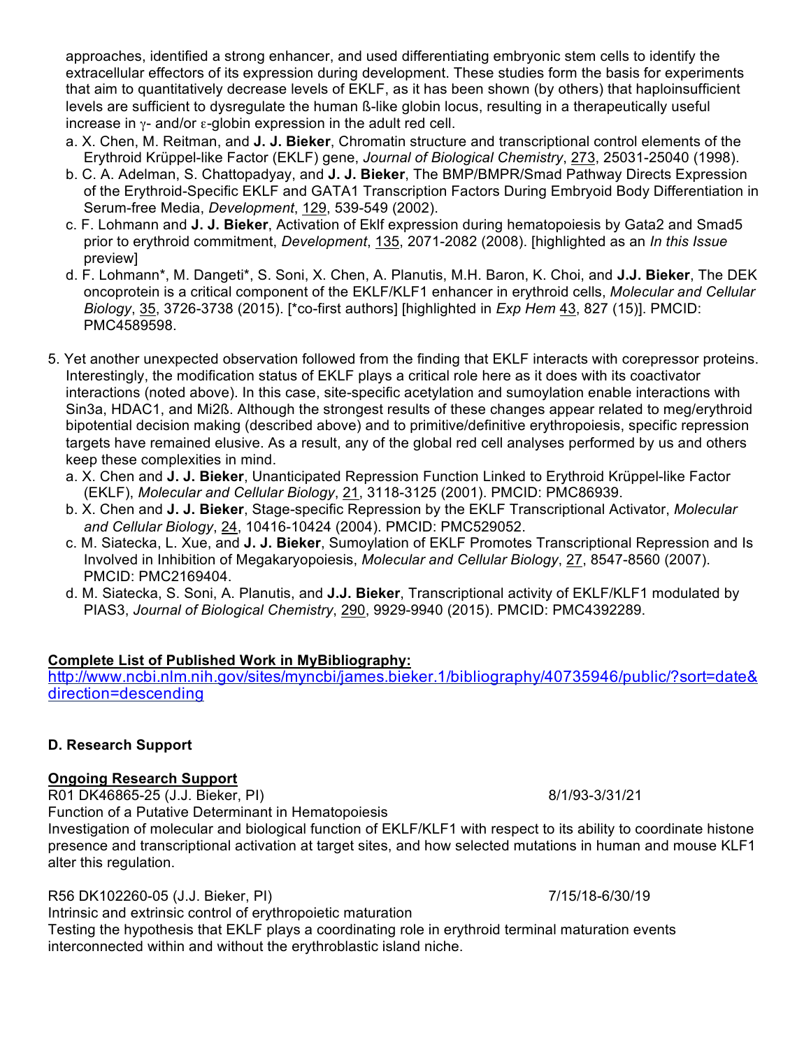approaches, identified a strong enhancer, and used differentiating embryonic stem cells to identify the extracellular effectors of its expression during development. These studies form the basis for experiments that aim to quantitatively decrease levels of EKLF, as it has been shown (by others) that haploinsufficient levels are sufficient to dysregulate the human ß-like globin locus, resulting in a therapeutically useful increase in $\gamma$- and/or $\varepsilon$-globin expression in the adult red cell.

   a. X. Chen, M. Reitman, and **J. J. Bieker**, Chromatin structure and transcriptional control elements of the Erythroid Krüppel-like Factor (EKLF) gene, *Journal of Biological Chemistry*, 273, 25031-25040 (1998).
   b. C. A. Adelman, S. Chattopadyay, and **J. J. Bieker**, The BMP/BMPR/Smad Pathway Directs Expression of the Erythroid-Specific EKLF and GATA1 Transcription Factors During Embryoid Body Differentiation in Serum-free Media, *Development*, 129, 539-549 (2002).
   c. F. Lohmann and **J. J. Bieker**, Activation of Eklf expression during hematopoiesis by Gata2 and Smad5 prior to erythroid commitment, *Development*, 135, 2071-2082 (2008). [highlighted as an *In this Issue* preview]
   d. F. Lohmann*, M. Dangeti*, S. Soni, X. Chen, A. Planutis, M.H. Baron, K. Choi, and **J.J. Bieker**, The DEK oncoprotein is a critical component of the EKLF/KLF1 enhancer in erythroid cells, *Molecular and Cellular Biology*, 35, 3726-3738 (2015). [*co-first authors] [highlighted in *Exp Hem* 43, 827 (15)]. PMCID: PMC4589598.

5. Yet another unexpected observation followed from the finding that EKLF interacts with corepressor proteins. Interestingly, the modification status of EKLF plays a critical role here as it does with its coactivator interactions (noted above). In this case, site-specific acetylation and sumoylation enable interactions with Sin3a, HDAC1, and Mi2ß. Although the strongest results of these changes appear related to meg/erythroid bipotential decision making (described above) and to primitive/definitive erythropoiesis, specific repression targets have remained elusive. As a result, any of the global red cell analyses performed by us and others keep these complexities in mind.
   a. X. Chen and **J. J. Bieker**, Unanticipated Repression Function Linked to Erythroid Krüppel-like Factor (EKLF), *Molecular and Cellular Biology*, 21, 3118-3125 (2001). PMCID: PMC86939.
   b. X. Chen and **J. J. Bieker**, Stage-specific Repression by the EKLF Transcriptional Activator, *Molecular and Cellular Biology*, 24, 10416-10424 (2004). PMCID: PMC529052.
   c. M. Siatecka, L. Xue, and **J. J. Bieker**, Sumoylation of EKLF Promotes Transcriptional Repression and Is Involved in Inhibition of Megakaryopoiesis, *Molecular and Cellular Biology*, 27, 8547-8560 (2007). PMCID: PMC2169404.
   d. M. Siatecka, S. Soni, A. Planutis, and **J.J. Bieker**, Transcriptional activity of EKLF/KLF1 modulated by PIAS3, *Journal of Biological Chemistry*, 290, 9929-9940 (2015). PMCID: PMC4392289.

**Complete List of Published Work in MyBibliography:**
http://www.ncbi.nlm.nih.gov/sites/myncbi/james.bieker.1/bibliography/40735946/public/?sort=date&direction=descending

### D. Research Support

**Ongoing Research Support**

R01 DK46865-25 (J.J. Bieker, PI) 8/1/93-3/31/21
Function of a Putative Determinant in Hematopoiesis
Investigation of molecular and biological function of EKLF/KLF1 with respect to its ability to coordinate histone presence and transcriptional activation at target sites, and how selected mutations in human and mouse KLF1 alter this regulation.

R56 DK102260-05 (J.J. Bieker, PI) 7/15/18-6/30/19
Intrinsic and extrinsic control of erythropoietic maturation
Testing the hypothesis that EKLF plays a coordinating role in erythroid terminal maturation events interconnected within and without the erythroblastic island niche.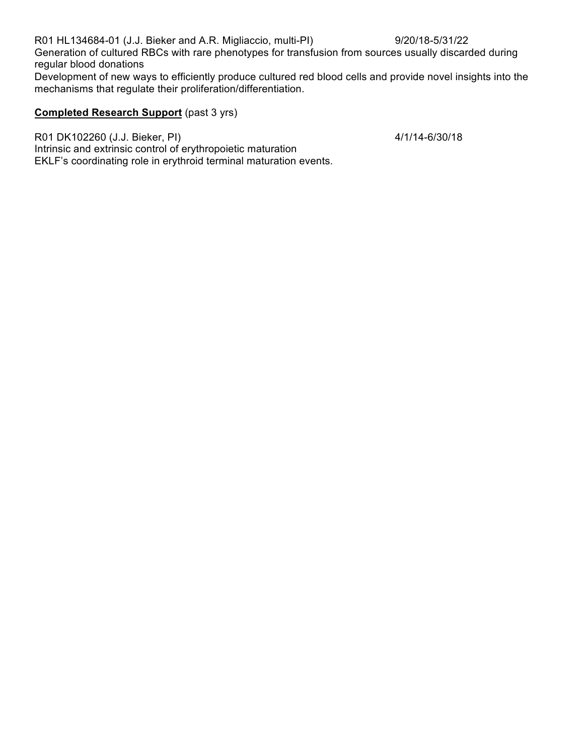R01 HL134684-01 (J.J. Bieker and A.R. Migliaccio, multi-PI) 9/20/18-5/31/22

Generation of cultured RBCs with rare phenotypes for transfusion from sources usually discarded during regular blood donations

Development of new ways to efficiently produce cultured red blood cells and provide novel insights into the mechanisms that regulate their proliferation/differentiation.

**Completed Research Support** (past 3 yrs)

R01 DK102260 (J.J. Bieker, PI) 4/1/14-6/30/18

Intrinsic and extrinsic control of erythropoietic maturation

EKLF's coordinating role in erythroid terminal maturation events.